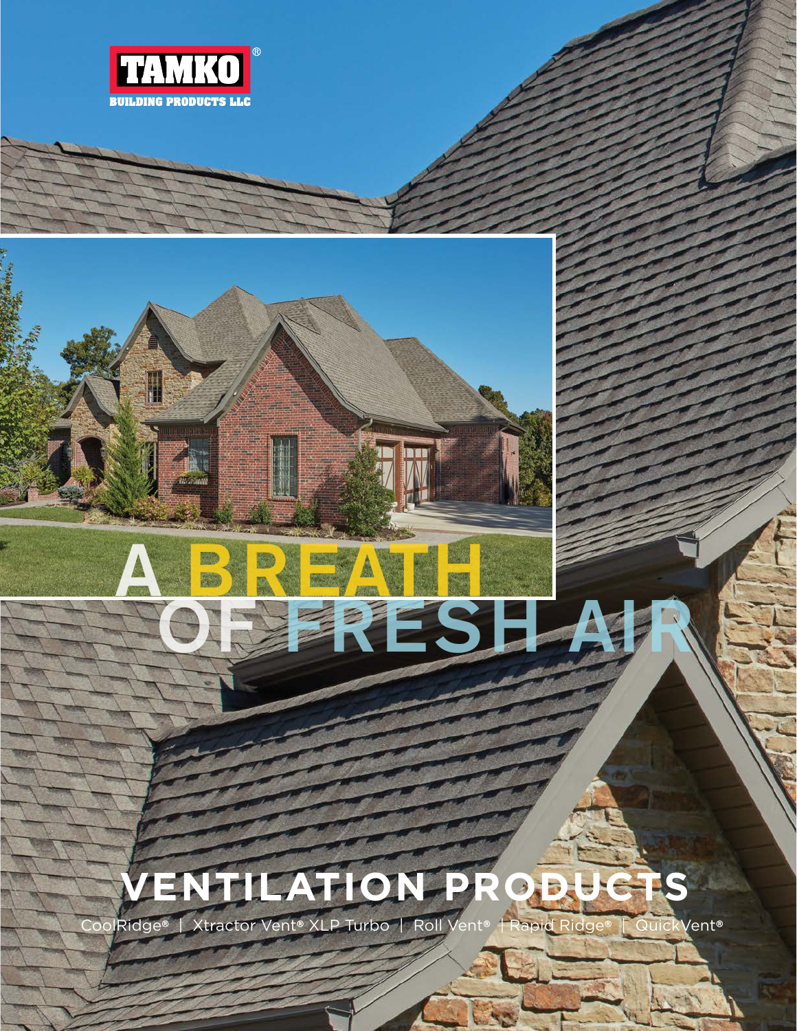TAMKO® BUILDING PRODUCTS LLC

# A BREATH OF FRESH AIR

## VENTILATION PRODUCTS

CoolRidge® | Xtractor Vent® XLP Turbo | Roll Vent® | Rapid Ridge® | QuickVent®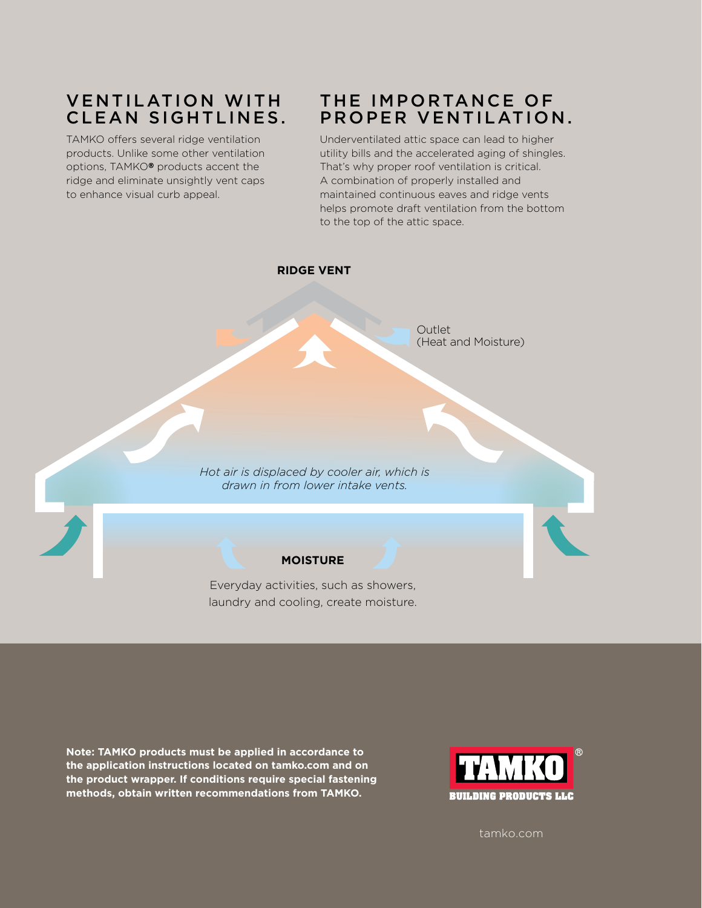## VENTILATION WITH CLEAN SIGHTLINES.

TAMKO offers several ridge ventilation products. Unlike some other ventilation options, TAMKO® products accent the ridge and eliminate unsightly vent caps to enhance visual curb appeal.

## THE IMPORTANCE OF PROPER VENTILATION.

Underventilated attic space can lead to higher utility bills and the accelerated aging of shingles. That's why proper roof ventilation is critical. A combination of properly installed and maintained continuous eaves and ridge vents helps promote draft ventilation from the bottom to the top of the attic space.

**RIDGE VENT**

Outlet
(Heat and Moisture)

*Hot air is displaced by cooler air, which is drawn in from lower intake vents.*

**MOISTURE**

Everyday activities, such as showers, laundry and cooling, create moisture.

**Note: TAMKO products must be applied in accordance to the application instructions located on tamko.com and on the product wrapper. If conditions require special fastening methods, obtain written recommendations from TAMKO.**

TAMKO®
BUILDING PRODUCTS LLC

tamko.com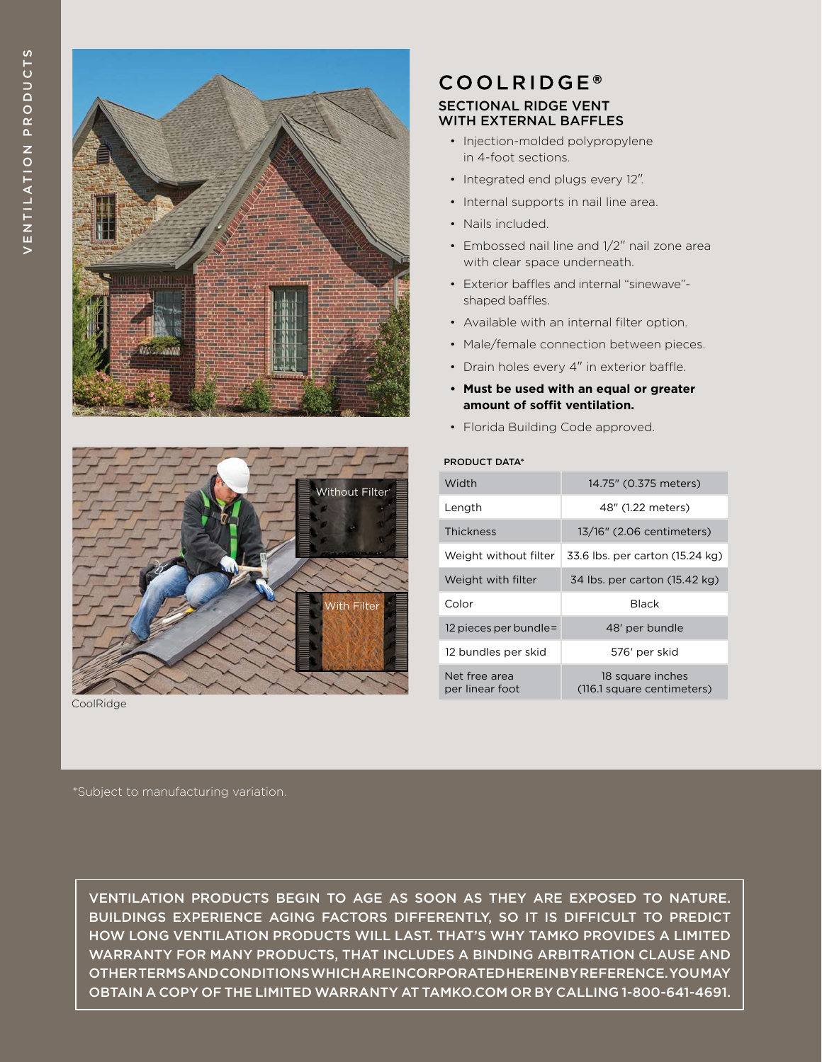# COOLRIDGE®

## SECTIONAL RIDGE VENT WITH EXTERNAL BAFFLES

- Injection-molded polypropylene in 4-foot sections.
- Integrated end plugs every 12".
- Internal supports in nail line area.
- Nails included.
- Embossed nail line and 1/2" nail zone area with clear space underneath.
- Exterior baffles and internal "sinewave"-shaped baffles.
- Available with an internal filter option.
- Male/female connection between pieces.
- Drain holes every 4" in exterior baffle.
- **Must be used with an equal or greater amount of soffit ventilation.**
- Florida Building Code approved.

Without Filter

With Filter

CoolRidge

PRODUCT DATA*

| | |
|---|---|
| Width | 14.75" (0.375 meters) |
| Length | 48" (1.22 meters) |
| Thickness | 13/16" (2.06 centimeters) |
| Weight without filter | 33.6 lbs. per carton (15.24 kg) |
| Weight with filter | 34 lbs. per carton (15.42 kg) |
| Color | Black |
| 12 pieces per bundle= | 48' per bundle |
| 12 bundles per skid | 576' per skid |
| Net free area per linear foot | 18 square inches (116.1 square centimeters) |

*Subject to manufacturing variation.

VENTILATION PRODUCTS BEGIN TO AGE AS SOON AS THEY ARE EXPOSED TO NATURE. BUILDINGS EXPERIENCE AGING FACTORS DIFFERENTLY, SO IT IS DIFFICULT TO PREDICT HOW LONG VENTILATION PRODUCTS WILL LAST. THAT'S WHY TAMKO PROVIDES A LIMITED WARRANTY FOR MANY PRODUCTS, THAT INCLUDES A BINDING ARBITRATION CLAUSE AND OTHER TERMS AND CONDITIONS WHICH ARE INCORPORATED HEREIN BY REFERENCE. YOU MAY OBTAIN A COPY OF THE LIMITED WARRANTY AT TAMKO.COM OR BY CALLING 1-800-641-4691.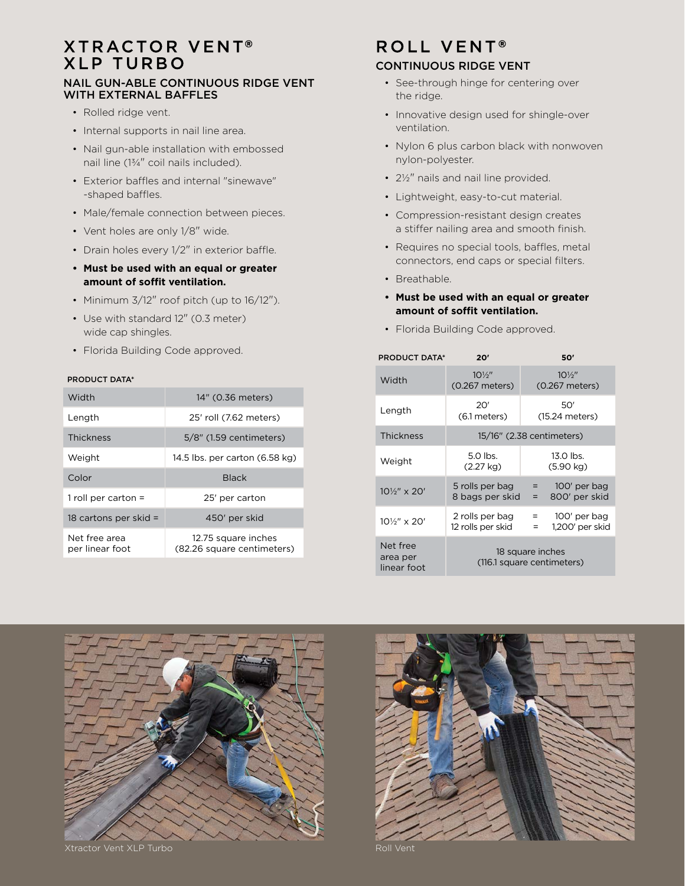# XTRACTOR VENT® XLP TURBO

## NAIL GUN-ABLE CONTINUOUS RIDGE VENT WITH EXTERNAL BAFFLES

- Rolled ridge vent.
- Internal supports in nail line area.
- Nail gun-able installation with embossed nail line (1¾″ coil nails included).
- Exterior baffles and internal "sinewave" -shaped baffles.
- Male/female connection between pieces.
- Vent holes are only 1/8″ wide.
- Drain holes every 1/2″ in exterior baffle.
- **Must be used with an equal or greater amount of soffit ventilation.**
- Minimum 3/12″ roof pitch (up to 16/12″).
- Use with standard 12″ (0.3 meter) wide cap shingles.
- Florida Building Code approved.

**PRODUCT DATA***

| | |
|---|---|
| Width | 14″ (0.36 meters) |
| Length | 25′ roll (7.62 meters) |
| Thickness | 5/8″ (1.59 centimeters) |
| Weight | 14.5 lbs. per carton (6.58 kg) |
| Color | Black |
| 1 roll per carton = | 25′ per carton |
| 18 cartons per skid = | 450′ per skid |
| Net free area per linear foot | 12.75 square inches (82.26 square centimeters) |

# ROLL VENT®

## CONTINUOUS RIDGE VENT

- See-through hinge for centering over the ridge.
- Innovative design used for shingle-over ventilation.
- Nylon 6 plus carbon black with nonwoven nylon-polyester.
- 2½″ nails and nail line provided.
- Lightweight, easy-to-cut material.
- Compression-resistant design creates a stiffer nailing area and smooth finish.
- Requires no special tools, baffles, metal connectors, end caps or special filters.
- Breathable.
- **Must be used with an equal or greater amount of soffit ventilation.**
- Florida Building Code approved.

| PRODUCT DATA* | 20′ | 50′ |
|---|---|---|
| Width | 10½″ (0.267 meters) | 10½″ (0.267 meters) |
| Length | 20′ (6.1 meters) | 50′ (15.24 meters) |
| Thickness | 15/16″ (2.38 centimeters) | |
| Weight | 5.0 lbs. (2.27 kg) | 13.0 lbs. (5.90 kg) |
| 10½″ x 20′ | 5 rolls per bag = 100′ per bag<br>8 bags per skid = 800′ per skid | |
| 10½″ x 20′ | 2 rolls per bag = 100′ per bag<br>12 rolls per skid = 1,200′ per skid | |
| Net free area per linear foot | 18 square inches (116.1 square centimeters) | |

Xtractor Vent XLP Turbo

Roll Vent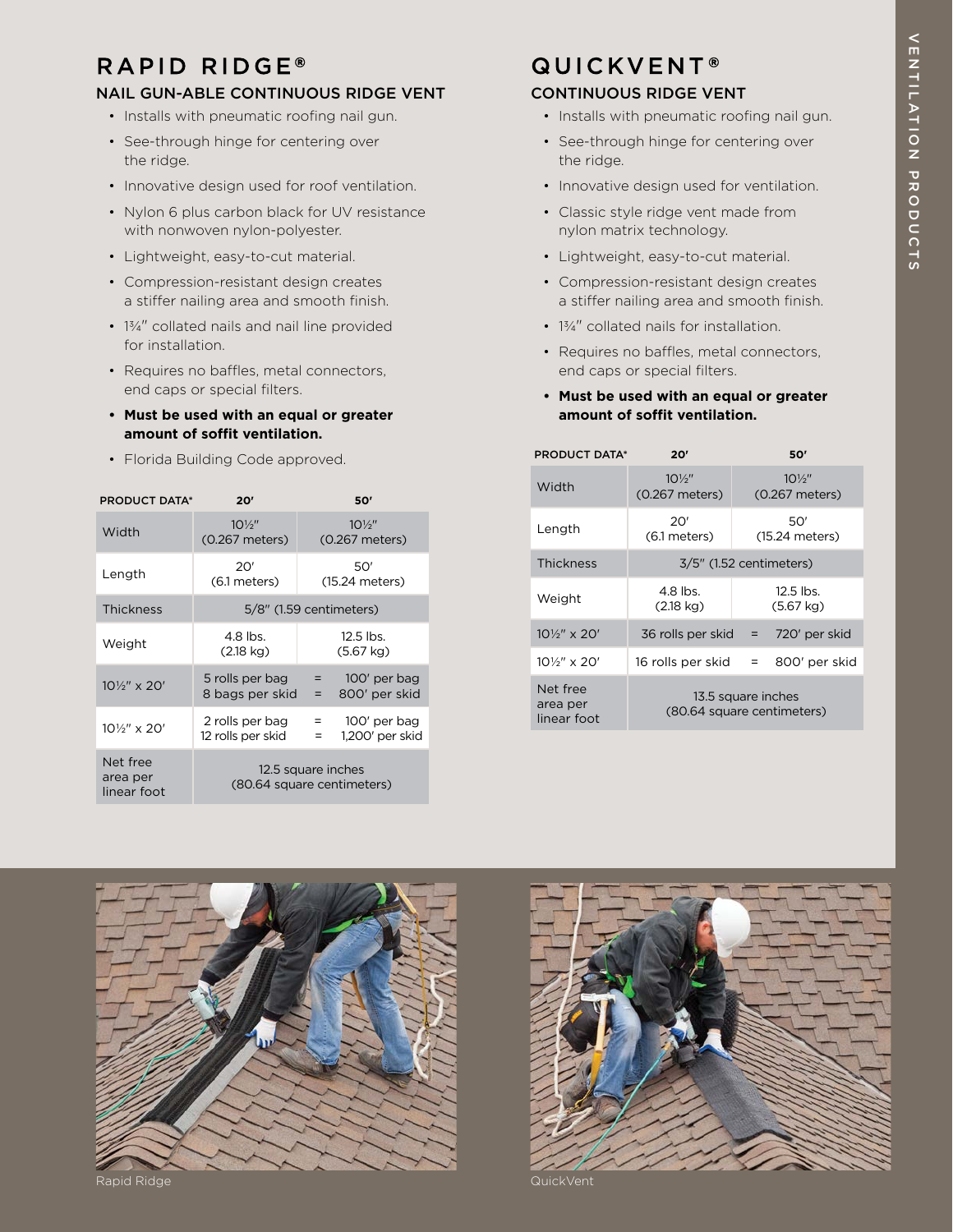# RAPID RIDGE®

## NAIL GUN-ABLE CONTINUOUS RIDGE VENT

- Installs with pneumatic roofing nail gun.
- See-through hinge for centering over the ridge.
- Innovative design used for roof ventilation.
- Nylon 6 plus carbon black for UV resistance with nonwoven nylon-polyester.
- Lightweight, easy-to-cut material.
- Compression-resistant design creates a stiffer nailing area and smooth finish.
- 1¾" collated nails and nail line provided for installation.
- Requires no baffles, metal connectors, end caps or special filters.
- **Must be used with an equal or greater amount of soffit ventilation.**
- Florida Building Code approved.

| PRODUCT DATA* | 20′ | 50′ |
|---|---|---|
| Width | 10½" (0.267 meters) | 10½" (0.267 meters) |
| Length | 20′ (6.1 meters) | 50′ (15.24 meters) |
| Thickness | 5/8" (1.59 centimeters) | |
| Weight | 4.8 lbs. (2.18 kg) | 12.5 lbs. (5.67 kg) |
| 10½" x 20′ | 5 rolls per bag<br>8 bags per skid | = 100′ per bag<br>= 800′ per skid |
| 10½" x 20′ | 2 rolls per bag<br>12 rolls per skid | = 100′ per bag<br>= 1,200′ per skid |
| Net free area per linear foot | 12.5 square inches (80.64 square centimeters) | |

# QUICKVENT®

## CONTINUOUS RIDGE VENT

- Installs with pneumatic roofing nail gun.
- See-through hinge for centering over the ridge.
- Innovative design used for ventilation.
- Classic style ridge vent made from nylon matrix technology.
- Lightweight, easy-to-cut material.
- Compression-resistant design creates a stiffer nailing area and smooth finish.
- 1¾" collated nails for installation.
- Requires no baffles, metal connectors, end caps or special filters.
- **Must be used with an equal or greater amount of soffit ventilation.**

| PRODUCT DATA* | 20′ | 50′ |
|---|---|---|
| Width | 10½" (0.267 meters) | 10½" (0.267 meters) |
| Length | 20′ (6.1 meters) | 50′ (15.24 meters) |
| Thickness | 3/5" (1.52 centimeters) | |
| Weight | 4.8 lbs. (2.18 kg) | 12.5 lbs. (5.67 kg) |
| 10½" x 20′ | 36 rolls per skid | = 720′ per skid |
| 10½" x 20′ | 16 rolls per skid | = 800′ per skid |
| Net free area per linear foot | 13.5 square inches (80.64 square centimeters) | |

Rapid Ridge

QuickVent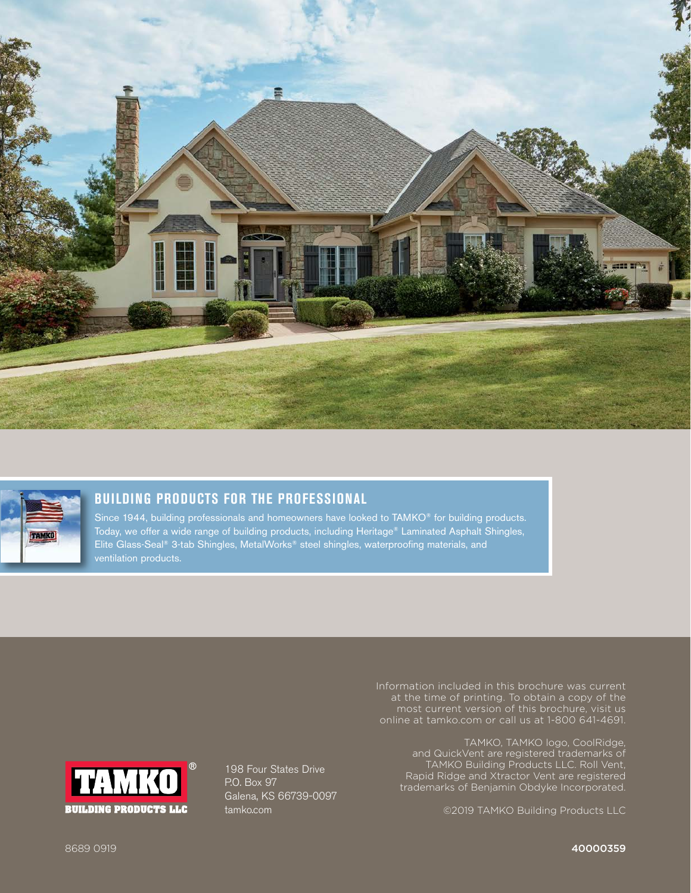## BUILDING PRODUCTS FOR THE PROFESSIONAL

Since 1944, building professionals and homeowners have looked to TAMKO® for building products. Today, we offer a wide range of building products, including Heritage® Laminated Asphalt Shingles, Elite Glass-Seal® 3-tab Shingles, MetalWorks® steel shingles, waterproofing materials, and ventilation products.

Information included in this brochure was current at the time of printing. To obtain a copy of the most current version of this brochure, visit us online at tamko.com or call us at 1-800 641-4691.

TAMKO, TAMKO logo, CoolRidge, and QuickVent are registered trademarks of TAMKO Building Products LLC. Roll Vent, Rapid Ridge and Xtractor Vent are registered trademarks of Benjamin Obdyke Incorporated.

TAMKO® BUILDING PRODUCTS LLC

198 Four States Drive
P.O. Box 97
Galena, KS 66739-0097
tamko.com

©2019 TAMKO Building Products LLC

8689 0919

**40000359**